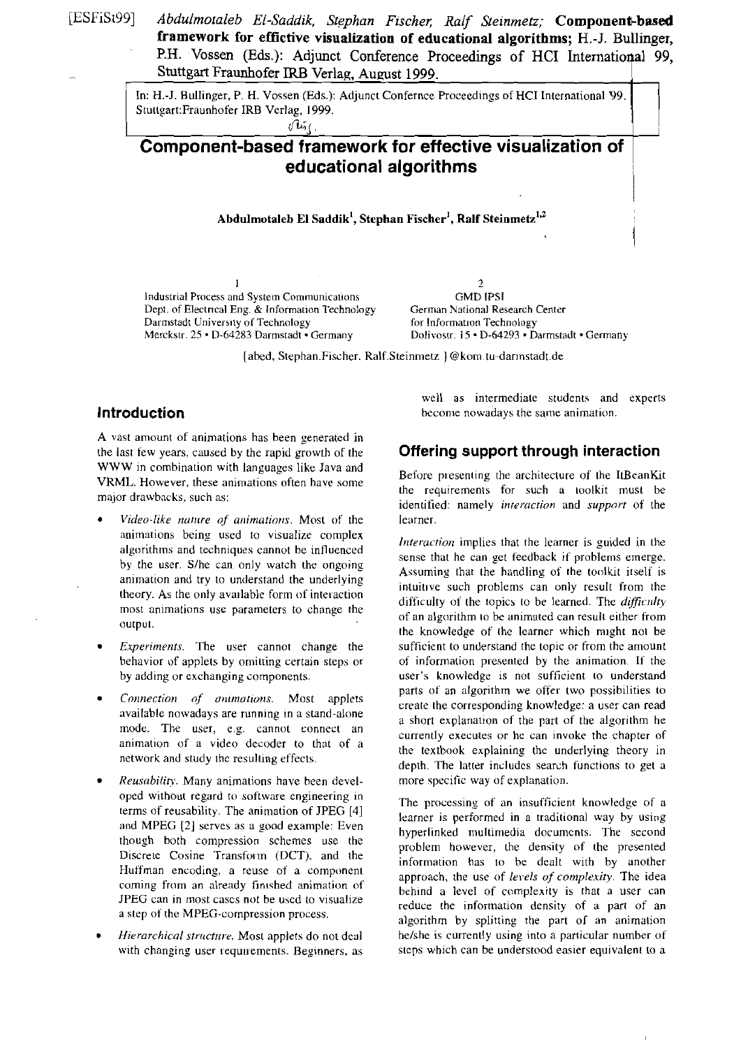[ESFiSt99] *Abdulmotaleb El-Saddik, Stephan Fischer, Ralf Steinmetz;* **Component-based framework for effictive visualization of educational algorithms;** H.-J. Bullinger, P.H. Vossen (Eds.): Adjunct Conference Proceedings of HCI International 99, Stuttgart Fraunhofer IRB Verlag, August 1999.

In: H.-J. Bullinger, P. H. Vossen (Eds.): Adjunct Confernce Proceedings of HCI International '99. Stuttgart:Fraunhofer IRB Verlag, 1999.

# Component-based framework for effective visualization of educational algorithms

**Abdulmotaleb El Saddik[1], Stephan Fischer[1], Ralf Steinmetz[1,2]**

1
Industrial Process and System Communications
Dept. of Electrical Eng. & Information Technology
Darmstadt University of Technology
Merckstr. 25 • D-64283 Darmstadt • Germany

2
GMD IPSI
German National Research Center
for Information Technology
Dolivostr. 15 • D-64293 • Darmstadt • Germany

{abed, Stephan.Fischer, Ralf.Steinmetz }@kom.tu-darmstadt.de

## Introduction

A vast amount of animations has been generated in the last few years, caused by the rapid growth of the WWW in combination with languages like Java and VRML. However, these animations often have some major drawbacks, such as:

- *Video-like nature of animations.* Most of the animations being used to visualize complex algorithms and techniques cannot be influenced by the user. S/he can only watch the ongoing animation and try to understand the underlying theory. As the only available form of interaction most animations use parameters to change the output.
- *Experiments.* The user cannot change the behavior of applets by omitting certain steps or by adding or exchanging components.
- *Connection of animations.* Most applets available nowadays are running in a stand-alone mode. The user, e.g. cannot connect an animation of a video decoder to that of a network and study the resulting effects.
- *Reusability.* Many animations have been developed without regard to software engineering in terms of reusability. The animation of JPEG [4] and MPEG [2] serves as a good example: Even though both compression schemes use the Discrete Cosine Transform (DCT), and the Huffman encoding, a reuse of a component coming from an already finished animation of JPEG can in most cases not be used to visualize a step of the MPEG-compression process.
- *Hierarchical structure.* Most applets do not deal with changing user requirements. Beginners, as well as intermediate students and experts become nowadays the same animation.

## Offering support through interaction

Before presenting the architecture of the ItBeanKit the requirements for such a toolkit must be identified: namely *interaction* and *support* of the learner.

*Interaction* implies that the learner is guided in the sense that he can get feedback if problems emerge. Assuming that the handling of the toolkit itself is intuitive such problems can only result from the difficulty of the topics to be learned. The *difficulty* of an algorithm to be animated can result either from the knowledge of the learner which might not be sufficient to understand the topic or from the amount of information presented by the animation. If the user's knowledge is not sufficient to understand parts of an algorithm we offer two possibilities to create the corresponding knowledge: a user can read a short explanation of the part of the algorithm he currently executes or he can invoke the chapter of the textbook explaining the underlying theory in depth. The latter includes search functions to get a more specific way of explanation.

The processing of an insufficient knowledge of a learner is performed in a traditional way by using hyperlinked multimedia documents. The second problem however, the density of the presented information has to be dealt with by another approach, the use of *levels of complexity*. The idea behind a level of complexity is that a user can reduce the information density of a part of an algorithm by splitting the part of an animation he/she is currently using into a particular number of steps which can be understood easier equivalent to a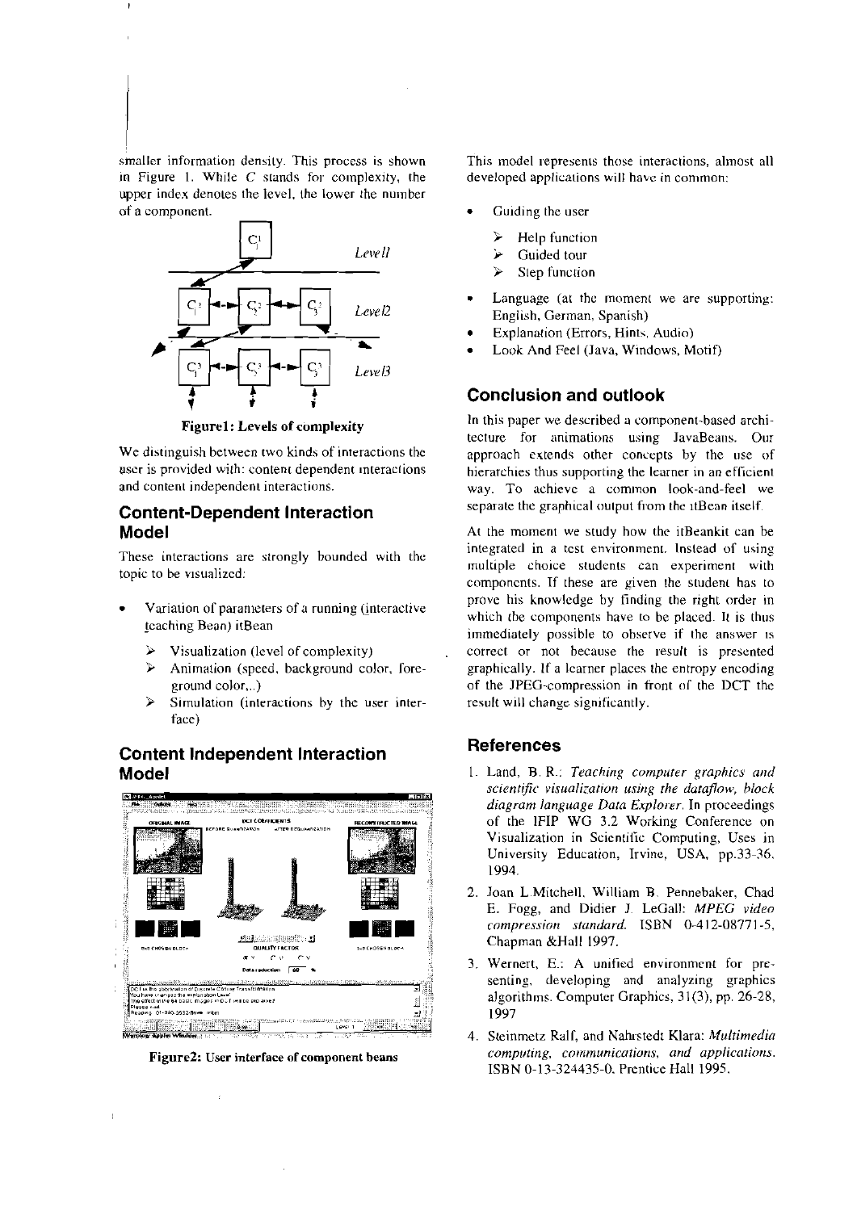smaller information density. This process is shown in Figure 1. While $C$ stands for complexity, the upper index denotes the level, the lower the number of a component.

$C^1_1$ Level1

$C^2_1$ $C^2_2$ $C^2_3$ Level2

$C^3_1$ $C^3_2$ $C^3_3$ Level3

**Figure1: Levels of complexity**

We distinguish between two kinds of interactions the user is provided with: content dependent interactions and content independent interactions.

## Content-Dependent Interaction Model

These interactions are strongly bounded with the topic to be visualized:

- Variation of parameters of a running (interactive teaching Bean) itBean
  - Visualization (level of complexity)
  - Animation (speed, background color, foreground color,..)
  - Simulation (interactions by the user interface)

## Content Independent Interaction Model

**Figure2: User interface of component beans**

This model represents those interactions, almost all developed applications will have in common:

- Guiding the user
  - Help function
  - Guided tour
  - Step function
- Language (at the moment we are supporting: English, German, Spanish)
- Explanation (Errors, Hints, Audio)
- Look And Feel (Java, Windows, Motif)

## Conclusion and outlook

In this paper we described a component-based architecture for animations using JavaBeans. Our approach extends other concepts by the use of hierarchies thus supporting the learner in an efficient way. To achieve a common look-and-feel we separate the graphical output from the itBean itself.

At the moment we study how the itBeankit can be integrated in a test environment. Instead of using multiple choice students can experiment with components. If these are given the student has to prove his knowledge by finding the right order in which the components have to be placed. It is thus immediately possible to observe if the answer is correct or not because the result is presented graphically. If a learner places the entropy encoding of the JPEG-compression in front of the DCT the result will change significantly.

## References

1. Land, B. R.: *Teaching computer graphics and scientific visualization using the dataflow, block diagram language Data Explorer.* In proceedings of the IFIP WG 3.2 Working Conference on Visualization in Scientific Computing, Uses in University Education, Irvine, USA, pp.33-36, 1994.
2. Joan L.Mitchell, William B. Pennebaker, Chad E. Fogg, and Didier J. LeGall: *MPEG video compression standard.* ISBN 0-412-08771-5, Chapman &Hall 1997.
3. Wernert, E.: A unified environment for presenting, developing and analyzing graphics algorithms. Computer Graphics, 31(3), pp. 26-28, 1997
4. Steinmetz Ralf, and Nahrstedt Klara: *Multimedia computing, communications, and applications.* ISBN 0-13-324435-0, Prentice Hall 1995.